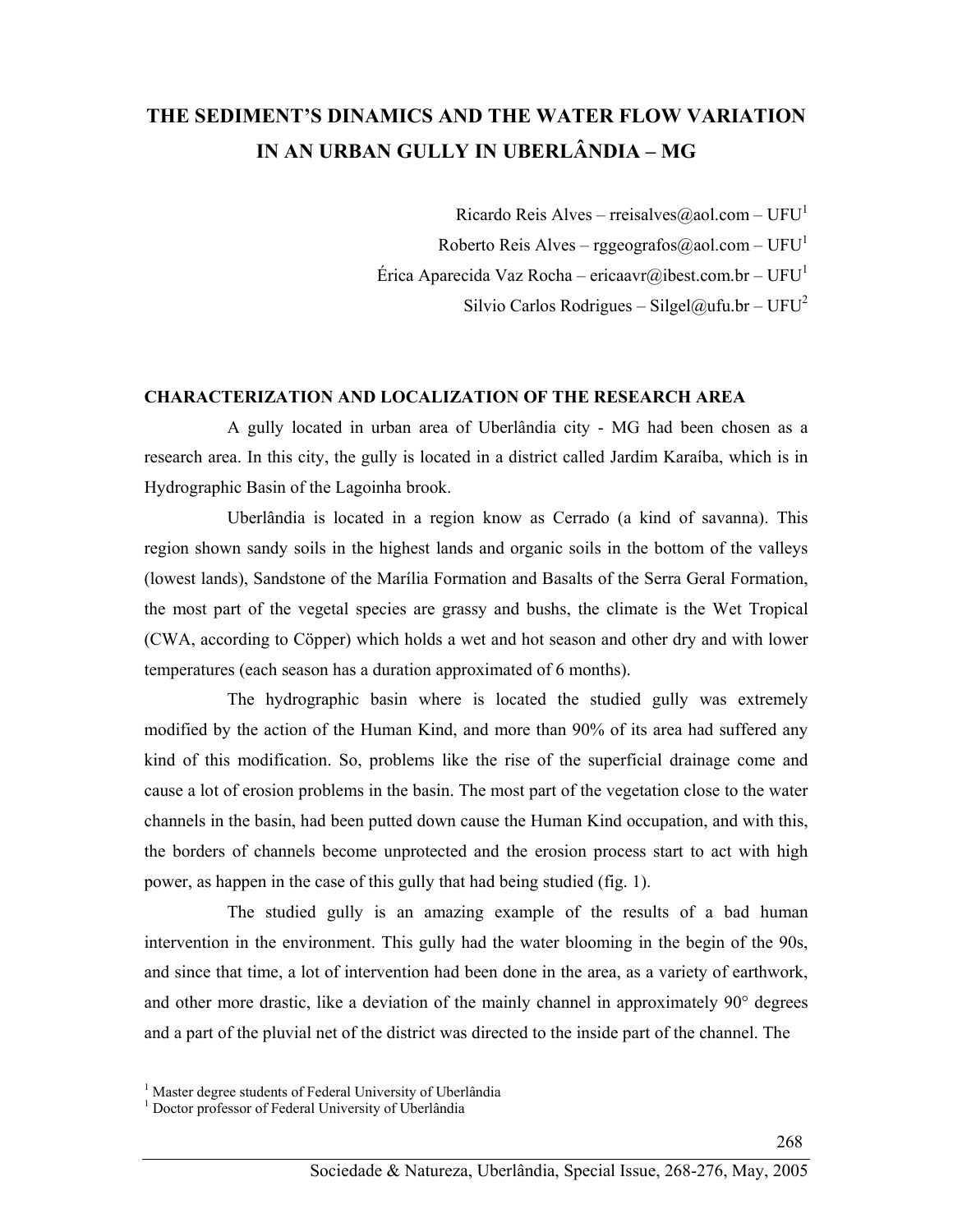# THE SEDIMENT'S DINAMICS AND THE WATER FLOW VARIATION IN AN URBAN GULLY IN UBERLÂNDIA – MG

Ricardo Reis Alves – rreisalves@aol.com – UFU[1]

Roberto Reis Alves – rggeografos@aol.com – UFU[1]

Érica Aparecida Vaz Rocha – ericaavr@ibest.com.br – UFU[1]

Silvio Carlos Rodrigues – Silgel@ufu.br – UFU[2]

## CHARACTERIZATION AND LOCALIZATION OF THE RESEARCH AREA

A gully located in urban area of Uberlândia city - MG had been chosen as a research area. In this city, the gully is located in a district called Jardim Karaíba, which is in Hydrographic Basin of the Lagoinha brook.

Uberlândia is located in a region know as Cerrado (a kind of savanna). This region shown sandy soils in the highest lands and organic soils in the bottom of the valleys (lowest lands), Sandstone of the Marília Formation and Basalts of the Serra Geral Formation, the most part of the vegetal species are grassy and bushs, the climate is the Wet Tropical (CWA, according to Cöpper) which holds a wet and hot season and other dry and with lower temperatures (each season has a duration approximated of 6 months).

The hydrographic basin where is located the studied gully was extremely modified by the action of the Human Kind, and more than 90% of its area had suffered any kind of this modification. So, problems like the rise of the superficial drainage come and cause a lot of erosion problems in the basin. The most part of the vegetation close to the water channels in the basin, had been putted down cause the Human Kind occupation, and with this, the borders of channels become unprotected and the erosion process start to act with high power, as happen in the case of this gully that had being studied (fig. 1).

The studied gully is an amazing example of the results of a bad human intervention in the environment. This gully had the water blooming in the begin of the 90s, and since that time, a lot of intervention had been done in the area, as a variety of earthwork, and other more drastic, like a deviation of the mainly channel in approximately 90° degrees and a part of the pluvial net of the district was directed to the inside part of the channel. The

[1] Master degree students of Federal University of Uberlândia

[1] Doctor professor of Federal University of Uberlândia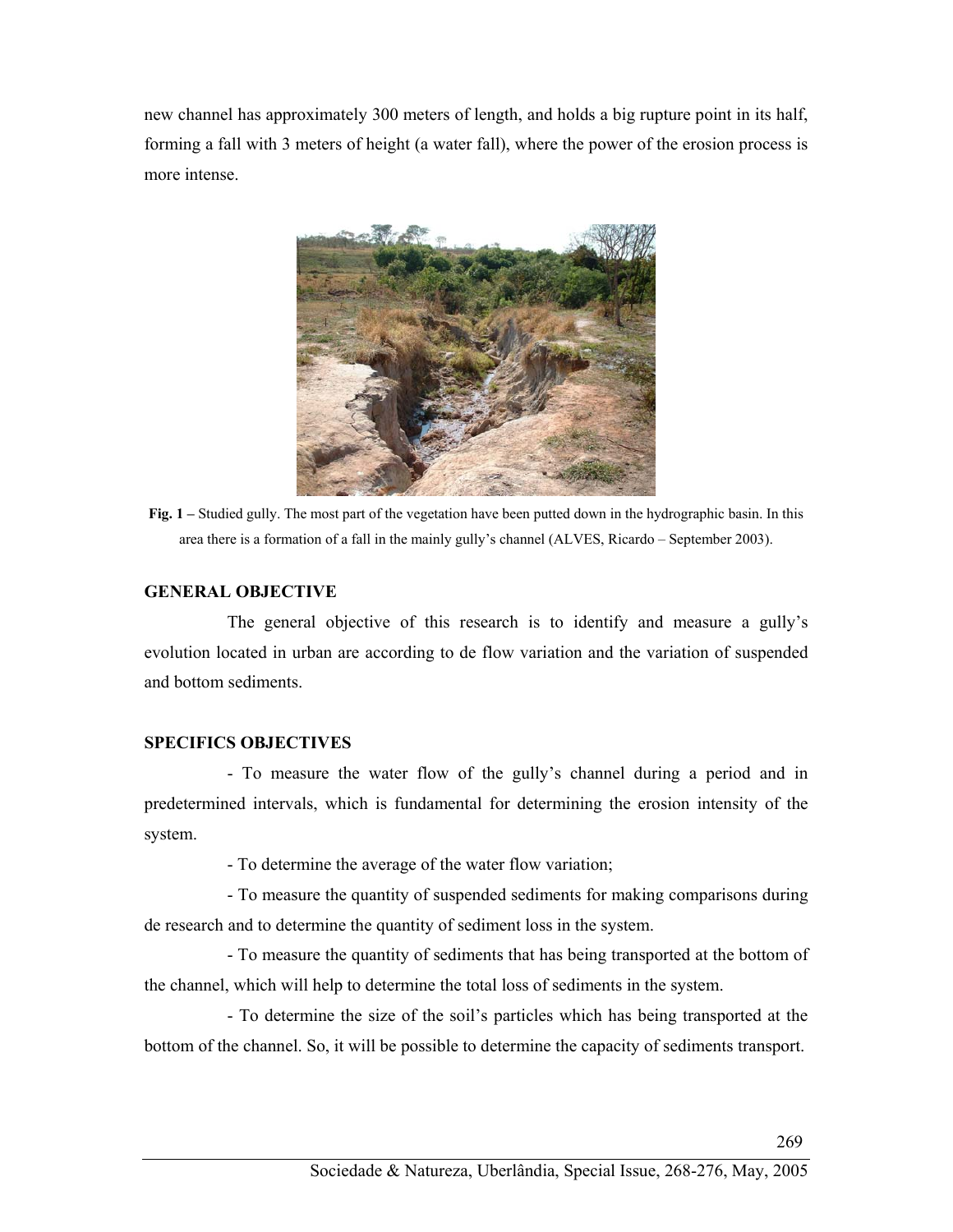new channel has approximately 300 meters of length, and holds a big rupture point in its half, forming a fall with 3 meters of height (a water fall), where the power of the erosion process is more intense.

**Fig. 1 –** Studied gully. The most part of the vegetation have been putted down in the hydrographic basin. In this area there is a formation of a fall in the mainly gully's channel (ALVES, Ricardo – September 2003).

## GENERAL OBJECTIVE

The general objective of this research is to identify and measure a gully's evolution located in urban are according to de flow variation and the variation of suspended and bottom sediments.

## SPECIFICS OBJECTIVES

- To measure the water flow of the gully's channel during a period and in predetermined intervals, which is fundamental for determining the erosion intensity of the system.

- To determine the average of the water flow variation;

- To measure the quantity of suspended sediments for making comparisons during de research and to determine the quantity of sediment loss in the system.

- To measure the quantity of sediments that has being transported at the bottom of the channel, which will help to determine the total loss of sediments in the system.

- To determine the size of the soil's particles which has being transported at the bottom of the channel. So, it will be possible to determine the capacity of sediments transport.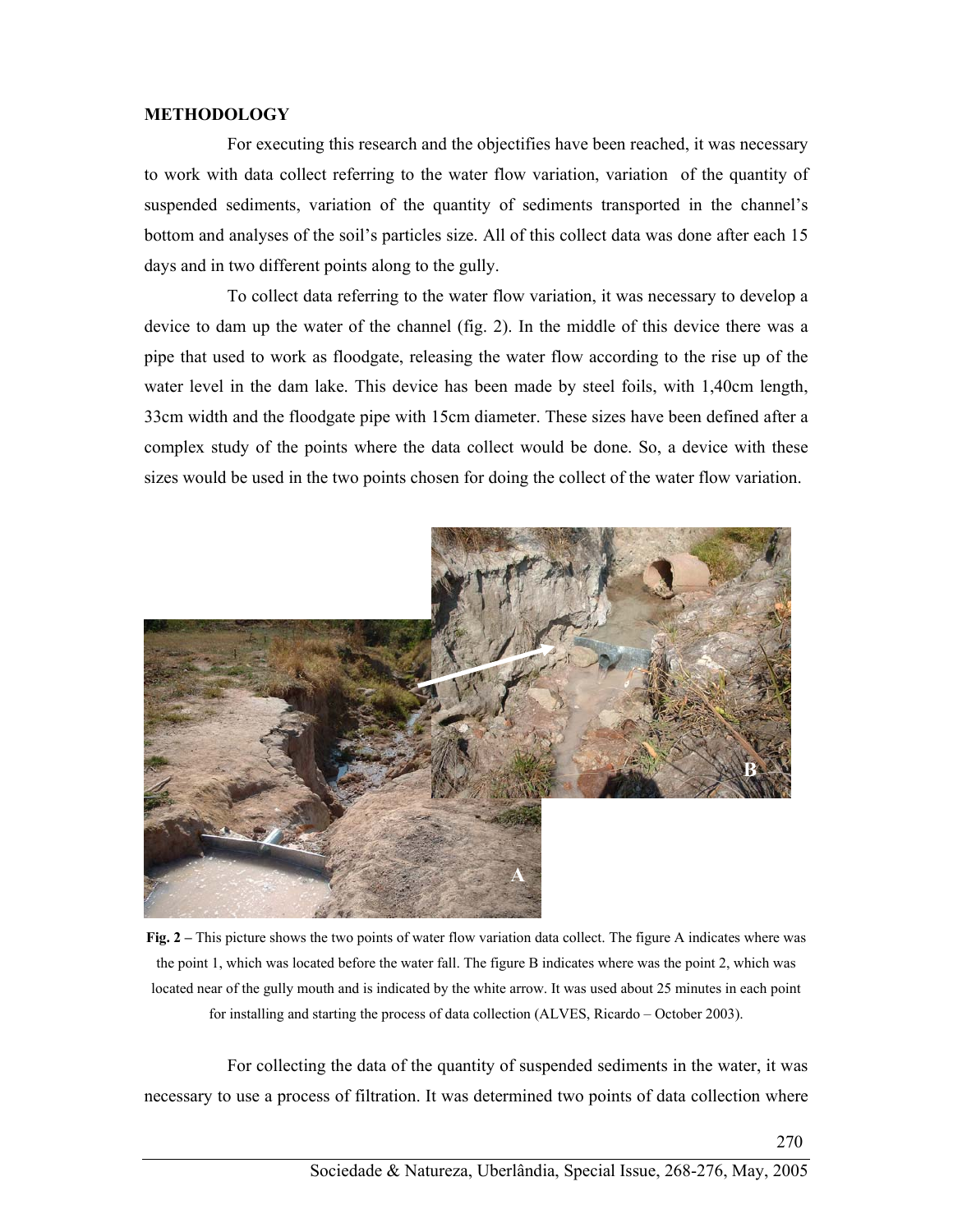## METHODOLOGY

For executing this research and the objectifies have been reached, it was necessary to work with data collect referring to the water flow variation, variation of the quantity of suspended sediments, variation of the quantity of sediments transported in the channel's bottom and analyses of the soil's particles size. All of this collect data was done after each 15 days and in two different points along to the gully.

To collect data referring to the water flow variation, it was necessary to develop a device to dam up the water of the channel (fig. 2). In the middle of this device there was a pipe that used to work as floodgate, releasing the water flow according to the rise up of the water level in the dam lake. This device has been made by steel foils, with 1,40cm length, 33cm width and the floodgate pipe with 15cm diameter. These sizes have been defined after a complex study of the points where the data collect would be done. So, a device with these sizes would be used in the two points chosen for doing the collect of the water flow variation.

**Fig. 2 –** This picture shows the two points of water flow variation data collect. The figure A indicates where was the point 1, which was located before the water fall. The figure B indicates where was the point 2, which was located near of the gully mouth and is indicated by the white arrow. It was used about 25 minutes in each point for installing and starting the process of data collection (ALVES, Ricardo – October 2003).

For collecting the data of the quantity of suspended sediments in the water, it was necessary to use a process of filtration. It was determined two points of data collection where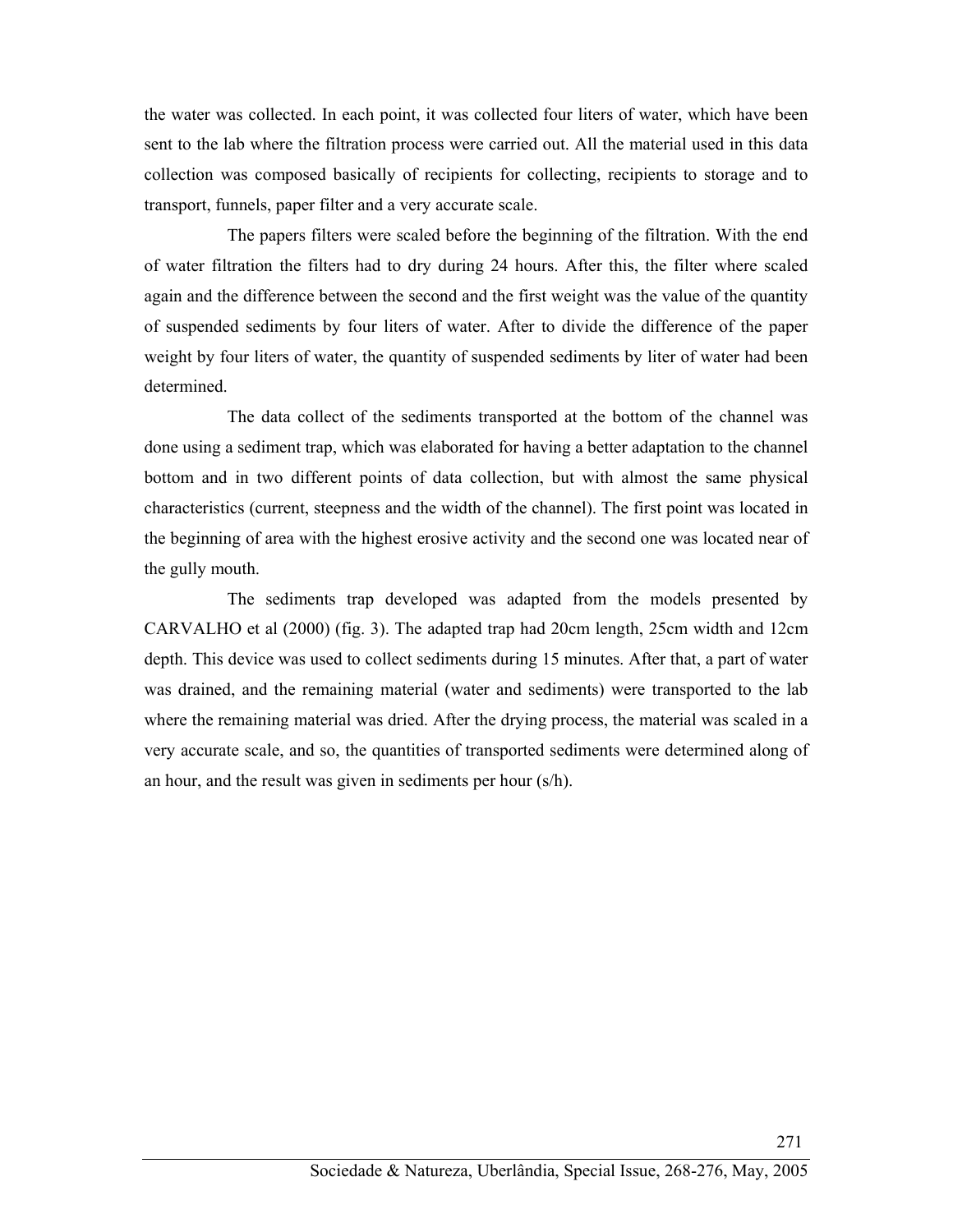the water was collected. In each point, it was collected four liters of water, which have been sent to the lab where the filtration process were carried out. All the material used in this data collection was composed basically of recipients for collecting, recipients to storage and to transport, funnels, paper filter and a very accurate scale.

The papers filters were scaled before the beginning of the filtration. With the end of water filtration the filters had to dry during 24 hours. After this, the filter where scaled again and the difference between the second and the first weight was the value of the quantity of suspended sediments by four liters of water. After to divide the difference of the paper weight by four liters of water, the quantity of suspended sediments by liter of water had been determined.

The data collect of the sediments transported at the bottom of the channel was done using a sediment trap, which was elaborated for having a better adaptation to the channel bottom and in two different points of data collection, but with almost the same physical characteristics (current, steepness and the width of the channel). The first point was located in the beginning of area with the highest erosive activity and the second one was located near of the gully mouth.

The sediments trap developed was adapted from the models presented by CARVALHO et al (2000) (fig. 3). The adapted trap had 20cm length, 25cm width and 12cm depth. This device was used to collect sediments during 15 minutes. After that, a part of water was drained, and the remaining material (water and sediments) were transported to the lab where the remaining material was dried. After the drying process, the material was scaled in a very accurate scale, and so, the quantities of transported sediments were determined along of an hour, and the result was given in sediments per hour (s/h).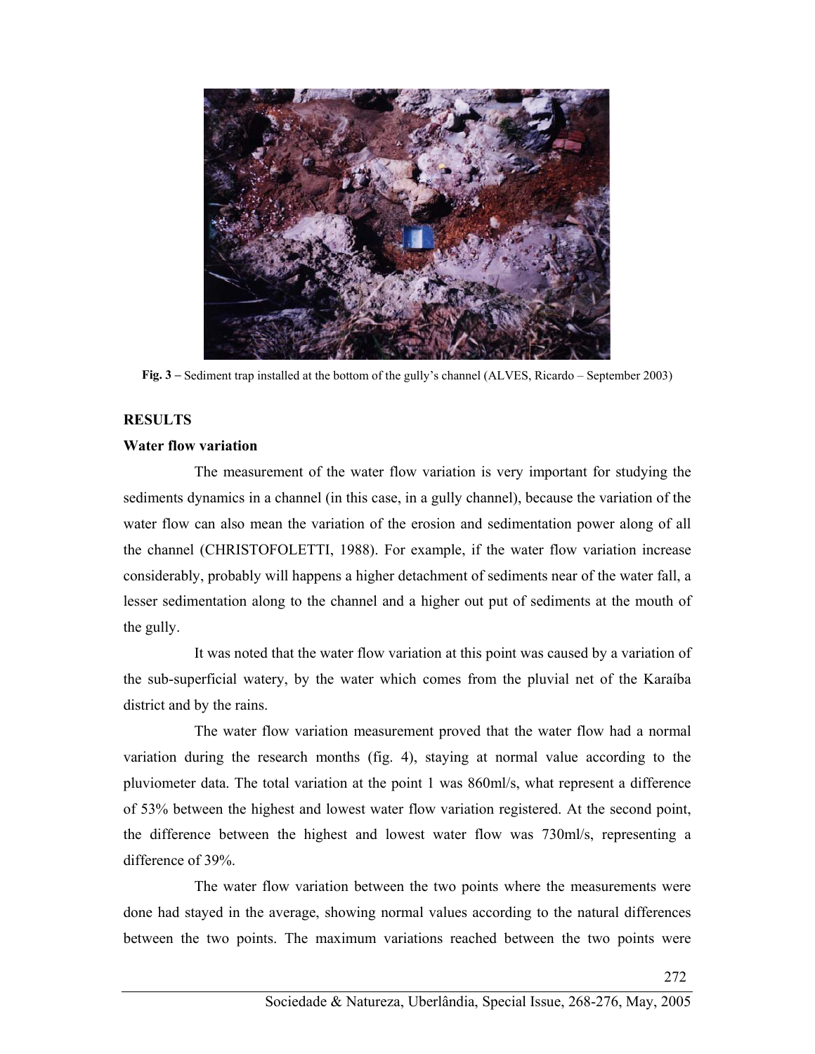Fig. 3 – Sediment trap installed at the bottom of the gully's channel (ALVES, Ricardo – September 2003)

## RESULTS

### Water flow variation

The measurement of the water flow variation is very important for studying the sediments dynamics in a channel (in this case, in a gully channel), because the variation of the water flow can also mean the variation of the erosion and sedimentation power along of all the channel (CHRISTOFOLETTI, 1988). For example, if the water flow variation increase considerably, probably will happens a higher detachment of sediments near of the water fall, a lesser sedimentation along to the channel and a higher out put of sediments at the mouth of the gully.

It was noted that the water flow variation at this point was caused by a variation of the sub-superficial watery, by the water which comes from the pluvial net of the Karaíba district and by the rains.

The water flow variation measurement proved that the water flow had a normal variation during the research months (fig. 4), staying at normal value according to the pluviometer data. The total variation at the point 1 was 860ml/s, what represent a difference of 53% between the highest and lowest water flow variation registered. At the second point, the difference between the highest and lowest water flow was 730ml/s, representing a difference of 39%.

The water flow variation between the two points where the measurements were done had stayed in the average, showing normal values according to the natural differences between the two points. The maximum variations reached between the two points were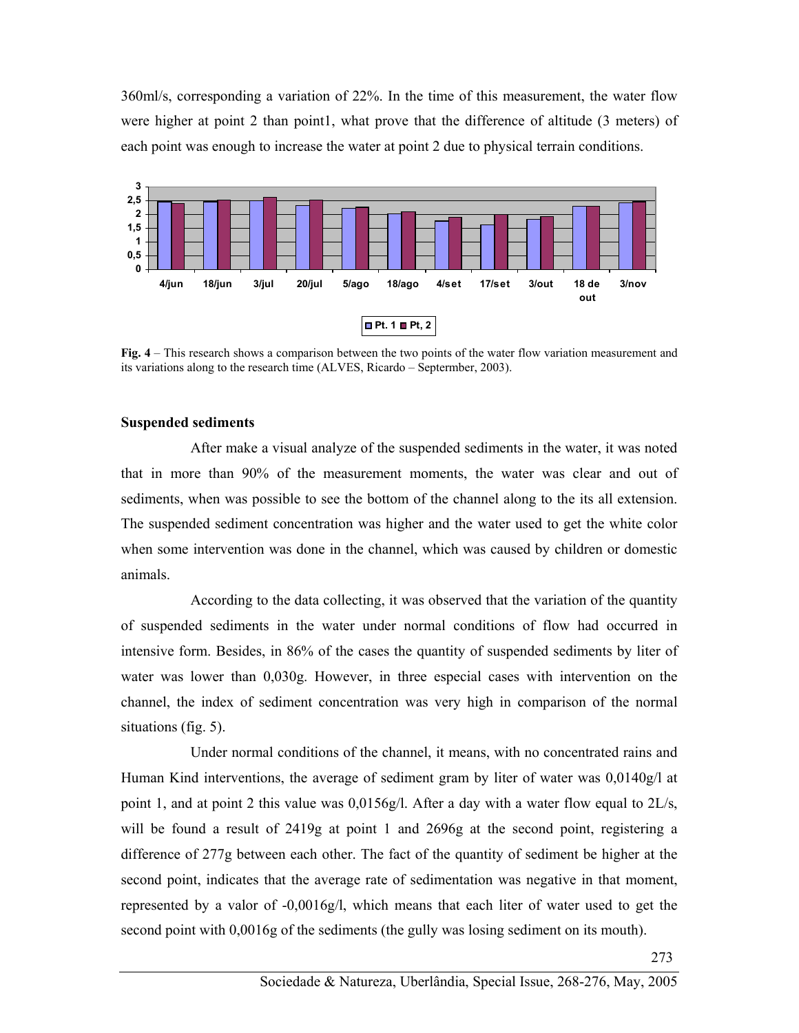360ml/s, corresponding a variation of 22%. In the time of this measurement, the water flow were higher at point 2 than point1, what prove that the difference of altitude (3 meters) of each point was enough to increase the water at point 2 due to physical terrain conditions.

**Fig. 4** – This research shows a comparison between the two points of the water flow variation measurement and its variations along to the research time (ALVES, Ricardo – Septermber, 2003).

### Suspended sediments

After make a visual analyze of the suspended sediments in the water, it was noted that in more than 90% of the measurement moments, the water was clear and out of sediments, when was possible to see the bottom of the channel along to the its all extension. The suspended sediment concentration was higher and the water used to get the white color when some intervention was done in the channel, which was caused by children or domestic animals.

According to the data collecting, it was observed that the variation of the quantity of suspended sediments in the water under normal conditions of flow had occurred in intensive form. Besides, in 86% of the cases the quantity of suspended sediments by liter of water was lower than 0,030g. However, in three especial cases with intervention on the channel, the index of sediment concentration was very high in comparison of the normal situations (fig. 5).

Under normal conditions of the channel, it means, with no concentrated rains and Human Kind interventions, the average of sediment gram by liter of water was 0,0140g/l at point 1, and at point 2 this value was 0,0156g/l. After a day with a water flow equal to 2L/s, will be found a result of 2419g at point 1 and 2696g at the second point, registering a difference of 277g between each other. The fact of the quantity of sediment be higher at the second point, indicates that the average rate of sedimentation was negative in that moment, represented by a valor of -0,0016g/l, which means that each liter of water used to get the second point with 0,0016g of the sediments (the gully was losing sediment on its mouth).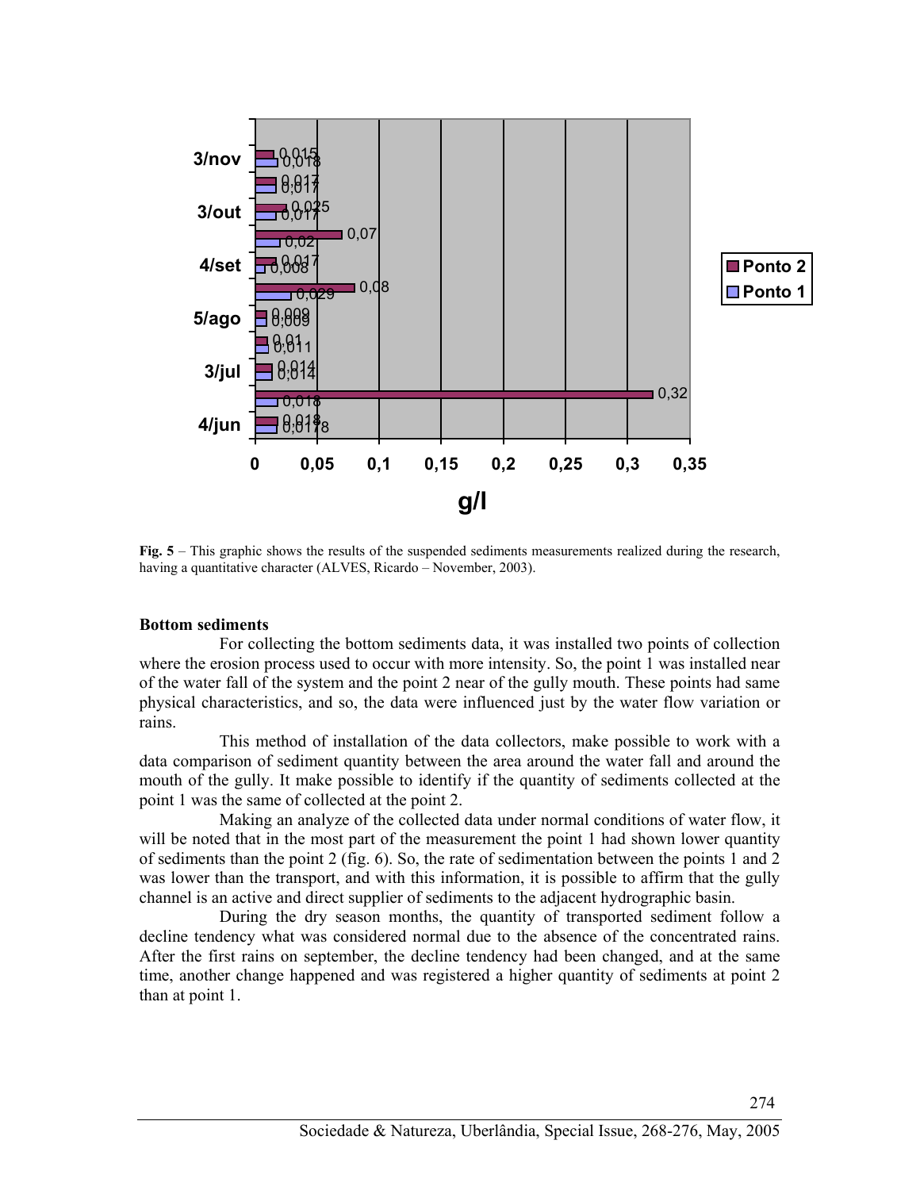**Fig. 5** – This graphic shows the results of the suspended sediments measurements realized during the research, having a quantitative character (ALVES, Ricardo – November, 2003).

**Bottom sediments**

For collecting the bottom sediments data, it was installed two points of collection where the erosion process used to occur with more intensity. So, the point 1 was installed near of the water fall of the system and the point 2 near of the gully mouth. These points had same physical characteristics, and so, the data were influenced just by the water flow variation or rains.

This method of installation of the data collectors, make possible to work with a data comparison of sediment quantity between the area around the water fall and around the mouth of the gully. It make possible to identify if the quantity of sediments collected at the point 1 was the same of collected at the point 2.

Making an analyze of the collected data under normal conditions of water flow, it will be noted that in the most part of the measurement the point 1 had shown lower quantity of sediments than the point 2 (fig. 6). So, the rate of sedimentation between the points 1 and 2 was lower than the transport, and with this information, it is possible to affirm that the gully channel is an active and direct supplier of sediments to the adjacent hydrographic basin.

During the dry season months, the quantity of transported sediment follow a decline tendency what was considered normal due to the absence of the concentrated rains. After the first rains on september, the decline tendency had been changed, and at the same time, another change happened and was registered a higher quantity of sediments at point 2 than at point 1.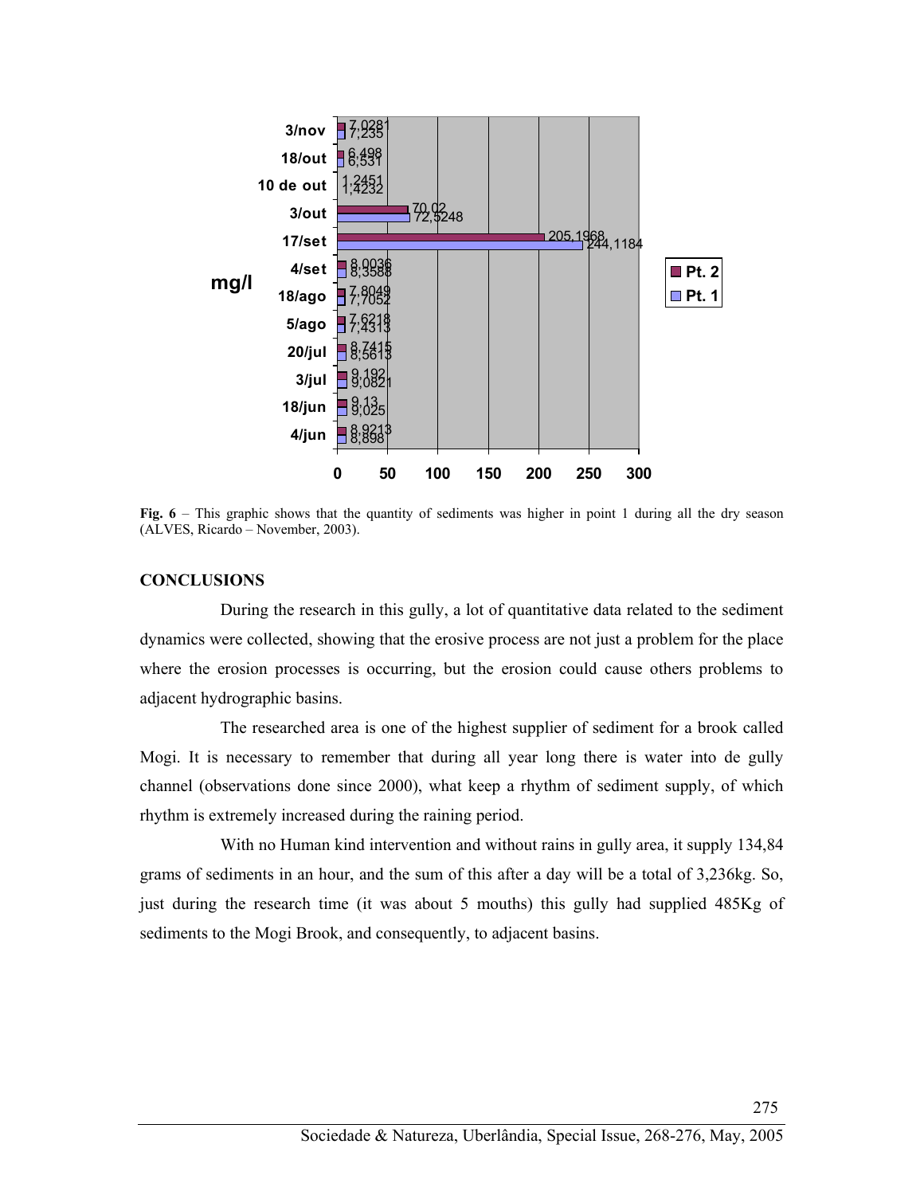| mg/l | Pt. 2 | Pt. 1 |
|---|---|---|
| 3/nov | 7,0281 | 7,235 |
| 18/out | 6,498 | 6,531 |
| 10 de out | 1,2451 | 1,4232 |
| 3/out | 70,02 | 72,5248 |
| 17/set | 205,1968 | 244,1184 |
| 4/set | 8,0036 | 8,3588 |
| 18/ago | 7,8049 | 7,7052 |
| 5/ago | 7,6218 | 7,4313 |
| 20/jul | 8,7415 | 8,5613 |
| 3/jul | 9,192 | 9,0821 |
| 18/jun | 9,13 | 9,025 |
| 4/jun | 8,9213 | 8,898 |

**Fig. 6** – This graphic shows that the quantity of sediments was higher in point 1 during all the dry season (ALVES, Ricardo – November, 2003).

## CONCLUSIONS

During the research in this gully, a lot of quantitative data related to the sediment dynamics were collected, showing that the erosive process are not just a problem for the place where the erosion processes is occurring, but the erosion could cause others problems to adjacent hydrographic basins.

The researched area is one of the highest supplier of sediment for a brook called Mogi. It is necessary to remember that during all year long there is water into de gully channel (observations done since 2000), what keep a rhythm of sediment supply, of which rhythm is extremely increased during the raining period.

With no Human kind intervention and without rains in gully area, it supply 134,84 grams of sediments in an hour, and the sum of this after a day will be a total of 3,236kg. So, just during the research time (it was about 5 mouths) this gully had supplied 485Kg of sediments to the Mogi Brook, and consequently, to adjacent basins.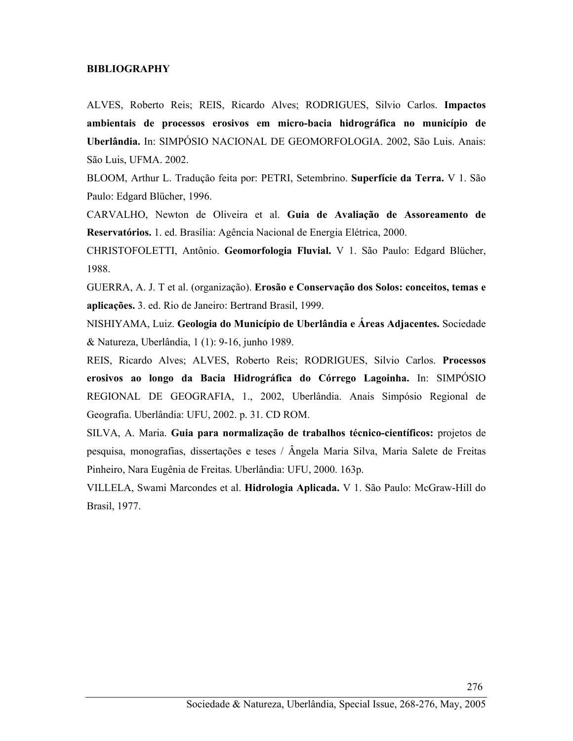**BIBLIOGRAPHY**

ALVES, Roberto Reis; REIS, Ricardo Alves; RODRIGUES, Silvio Carlos. **Impactos ambientais de processos erosivos em micro-bacia hidrográfica no município de Uberlândia.** In: SIMPÓSIO NACIONAL DE GEOMORFOLOGIA. 2002, São Luis. Anais: São Luis, UFMA. 2002.

BLOOM, Arthur L. Tradução feita por: PETRI, Setembrino. **Superfície da Terra.** V 1. São Paulo: Edgard Blücher, 1996.

CARVALHO, Newton de Oliveira et al. **Guia de Avaliação de Assoreamento de Reservatórios.** 1. ed. Brasília: Agência Nacional de Energia Elétrica, 2000.

CHRISTOFOLETTI, Antônio. **Geomorfologia Fluvial.** V 1. São Paulo: Edgard Blücher, 1988.

GUERRA, A. J. T et al. (organização). **Erosão e Conservação dos Solos: conceitos, temas e aplicações.** 3. ed. Rio de Janeiro: Bertrand Brasil, 1999.

NISHIYAMA, Luiz. **Geologia do Município de Uberlândia e Áreas Adjacentes.** Sociedade & Natureza, Uberlândia, 1 (1): 9-16, junho 1989.

REIS, Ricardo Alves; ALVES, Roberto Reis; RODRIGUES, Silvio Carlos. **Processos erosivos ao longo da Bacia Hidrográfica do Córrego Lagoinha.** In: SIMPÓSIO REGIONAL DE GEOGRAFIA, 1., 2002, Uberlândia. Anais Simpósio Regional de Geografia. Uberlândia: UFU, 2002. p. 31. CD ROM.

SILVA, A. Maria. **Guia para normalização de trabalhos técnico-científicos:** projetos de pesquisa, monografias, dissertações e teses / Ângela Maria Silva, Maria Salete de Freitas Pinheiro, Nara Eugênia de Freitas. Uberlândia: UFU, 2000. 163p.

VILLELA, Swami Marcondes et al. **Hidrologia Aplicada.** V 1. São Paulo: McGraw-Hill do Brasil, 1977.